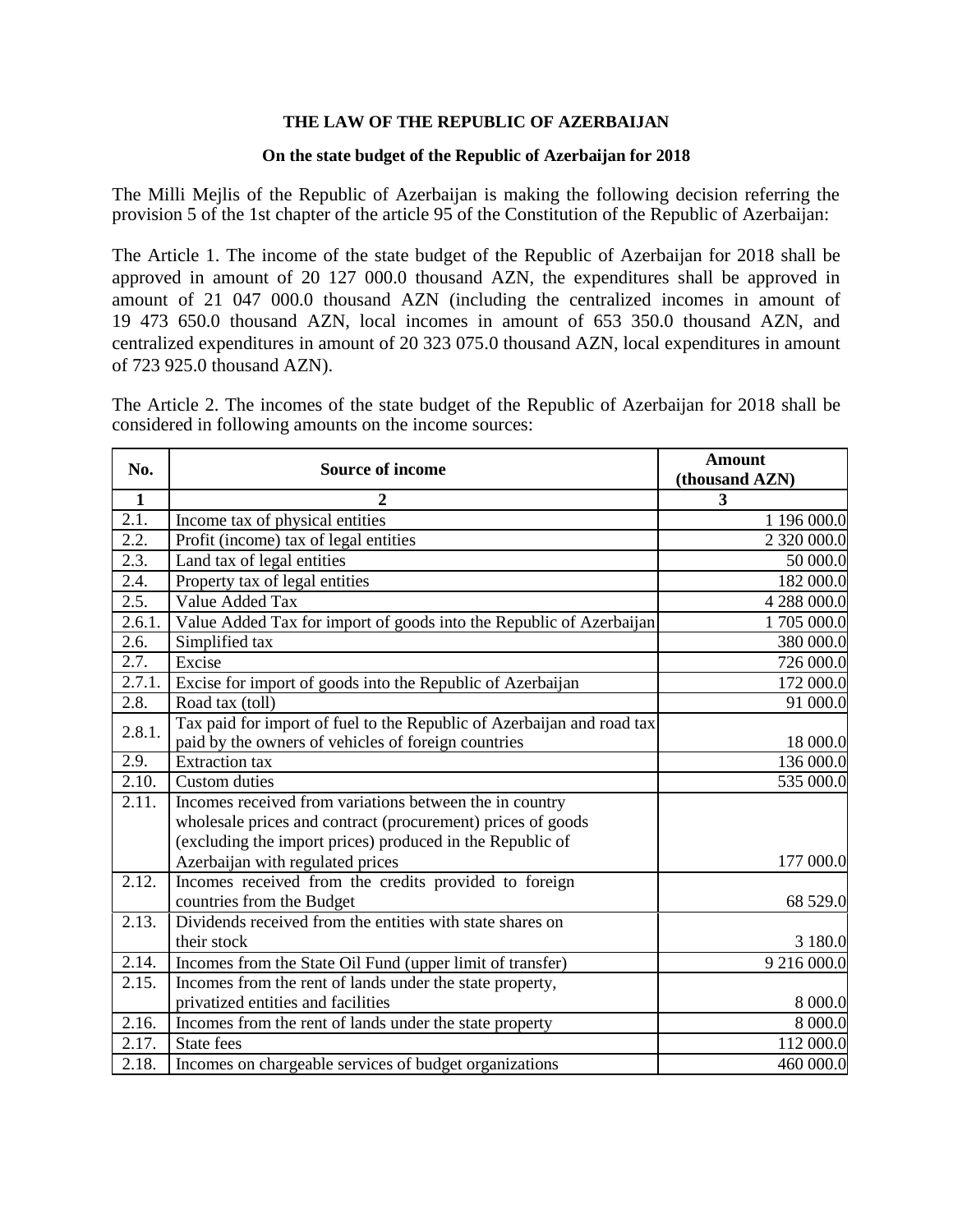# THE LAW OF THE REPUBLIC OF AZERBAIJAN

## On the state budget of the Republic of Azerbaijan for 2018

The Milli Mejlis of the Republic of Azerbaijan is making the following decision referring the provision 5 of the 1st chapter of the article 95 of the Constitution of the Republic of Azerbaijan:

The Article 1. The income of the state budget of the Republic of Azerbaijan for 2018 shall be approved in amount of 20 127 000.0 thousand AZN, the expenditures shall be approved in amount of 21 047 000.0 thousand AZN (including the centralized incomes in amount of 19 473 650.0 thousand AZN, local incomes in amount of 653 350.0 thousand AZN, and centralized expenditures in amount of 20 323 075.0 thousand AZN, local expenditures in amount of 723 925.0 thousand AZN).

The Article 2. The incomes of the state budget of the Republic of Azerbaijan for 2018 shall be considered in following amounts on the income sources:

| No. | Source of income | Amount (thousand AZN) |
|---|---|---|
| 1 | 2 | 3 |
| 2.1. | Income tax of physical entities | 1 196 000.0 |
| 2.2. | Profit (income) tax of legal entities | 2 320 000.0 |
| 2.3. | Land tax of legal entities | 50 000.0 |
| 2.4. | Property tax of legal entities | 182 000.0 |
| 2.5. | Value Added Tax | 4 288 000.0 |
| 2.6.1. | Value Added Tax for import of goods into the Republic of Azerbaijan | 1 705 000.0 |
| 2.6. | Simplified tax | 380 000.0 |
| 2.7. | Excise | 726 000.0 |
| 2.7.1. | Excise for import of goods into the Republic of Azerbaijan | 172 000.0 |
| 2.8. | Road tax (toll) | 91 000.0 |
| 2.8.1. | Tax paid for import of fuel to the Republic of Azerbaijan and road tax paid by the owners of vehicles of foreign countries | 18 000.0 |
| 2.9. | Extraction tax | 136 000.0 |
| 2.10. | Custom duties | 535 000.0 |
| 2.11. | Incomes received from variations between the in country wholesale prices and contract (procurement) prices of goods (excluding the import prices) produced in the Republic of Azerbaijan with regulated prices | 177 000.0 |
| 2.12. | Incomes received from the credits provided to foreign countries from the Budget | 68 529.0 |
| 2.13. | Dividends received from the entities with state shares on their stock | 3 180.0 |
| 2.14. | Incomes from the State Oil Fund (upper limit of transfer) | 9 216 000.0 |
| 2.15. | Incomes from the rent of lands under the state property, privatized entities and facilities | 8 000.0 |
| 2.16. | Incomes from the rent of lands under the state property | 8 000.0 |
| 2.17. | State fees | 112 000.0 |
| 2.18. | Incomes on chargeable services of budget organizations | 460 000.0 |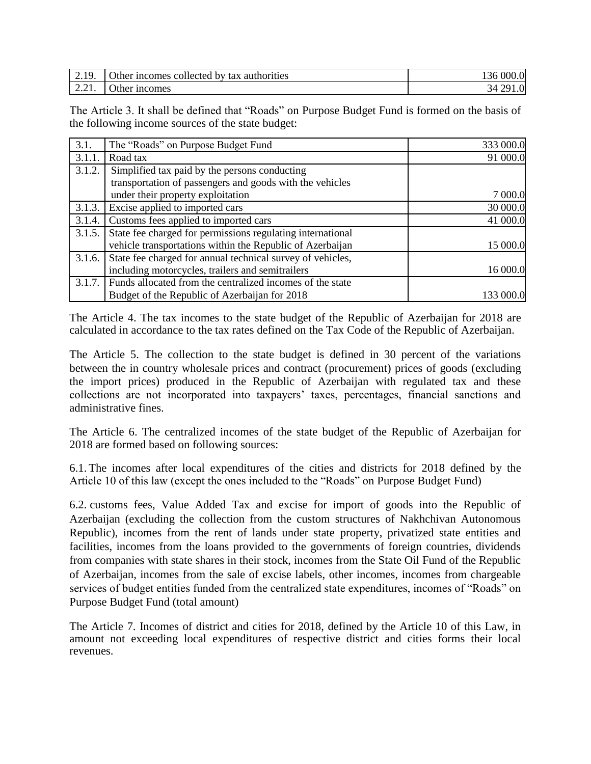| 2.19. | Other incomes collected by tax authorities | 136 000.0 |
|---|---|---|
| 2.21. | Other incomes | 34 291.0 |

The Article 3. It shall be defined that "Roads" on Purpose Budget Fund is formed on the basis of the following income sources of the state budget:

| 3.1. | The "Roads" on Purpose Budget Fund | 333 000.0 |
|---|---|---|
| 3.1.1. | Road tax | 91 000.0 |
| 3.1.2. | Simplified tax paid by the persons conducting transportation of passengers and goods with the vehicles under their property exploitation | 7 000.0 |
| 3.1.3. | Excise applied to imported cars | 30 000.0 |
| 3.1.4. | Customs fees applied to imported cars | 41 000.0 |
| 3.1.5. | State fee charged for permissions regulating international vehicle transportations within the Republic of Azerbaijan | 15 000.0 |
| 3.1.6. | State fee charged for annual technical survey of vehicles, including motorcycles, trailers and semitrailers | 16 000.0 |
| 3.1.7. | Funds allocated from the centralized incomes of the state Budget of the Republic of Azerbaijan for 2018 | 133 000.0 |

The Article 4. The tax incomes to the state budget of the Republic of Azerbaijan for 2018 are calculated in accordance to the tax rates defined on the Tax Code of the Republic of Azerbaijan.

The Article 5. The collection to the state budget is defined in 30 percent of the variations between the in country wholesale prices and contract (procurement) prices of goods (excluding the import prices) produced in the Republic of Azerbaijan with regulated tax and these collections are not incorporated into taxpayers' taxes, percentages, financial sanctions and administrative fines.

The Article 6. The centralized incomes of the state budget of the Republic of Azerbaijan for 2018 are formed based on following sources:

6.1. The incomes after local expenditures of the cities and districts for 2018 defined by the Article 10 of this law (except the ones included to the "Roads" on Purpose Budget Fund)

6.2. customs fees, Value Added Tax and excise for import of goods into the Republic of Azerbaijan (excluding the collection from the custom structures of Nakhchivan Autonomous Republic), incomes from the rent of lands under state property, privatized state entities and facilities, incomes from the loans provided to the governments of foreign countries, dividends from companies with state shares in their stock, incomes from the State Oil Fund of the Republic of Azerbaijan, incomes from the sale of excise labels, other incomes, incomes from chargeable services of budget entities funded from the centralized state expenditures, incomes of "Roads" on Purpose Budget Fund (total amount)

The Article 7. Incomes of district and cities for 2018, defined by the Article 10 of this Law, in amount not exceeding local expenditures of respective district and cities forms their local revenues.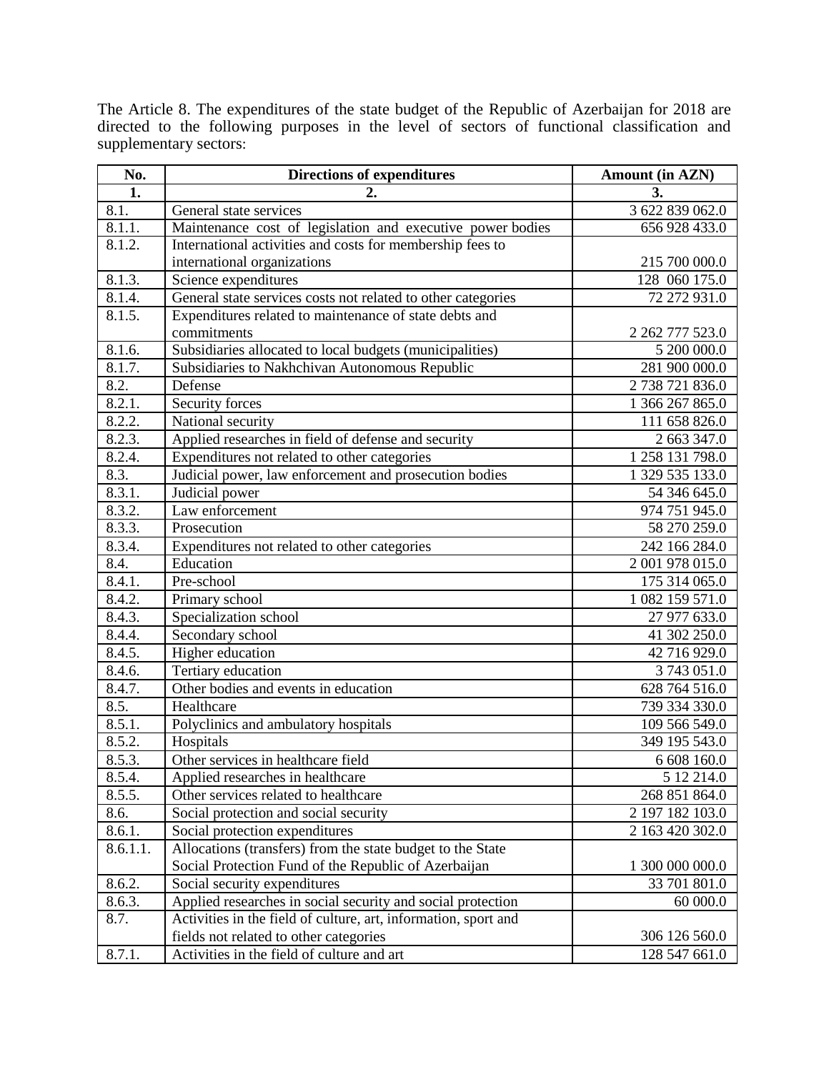The Article 8. The expenditures of the state budget of the Republic of Azerbaijan for 2018 are directed to the following purposes in the level of sectors of functional classification and supplementary sectors:

| No. | Directions of expenditures | Amount (in AZN) |
|---|---|---|
| 1. | 2. | 3. |
| 8.1. | General state services | 3 622 839 062.0 |
| 8.1.1. | Maintenance cost of legislation and executive power bodies | 656 928 433.0 |
| 8.1.2. | International activities and costs for membership fees to international organizations | 215 700 000.0 |
| 8.1.3. | Science expenditures | 128 060 175.0 |
| 8.1.4. | General state services costs not related to other categories | 72 272 931.0 |
| 8.1.5. | Expenditures related to maintenance of state debts and commitments | 2 262 777 523.0 |
| 8.1.6. | Subsidiaries allocated to local budgets (municipalities) | 5 200 000.0 |
| 8.1.7. | Subsidiaries to Nakhchivan Autonomous Republic | 281 900 000.0 |
| 8.2. | Defense | 2 738 721 836.0 |
| 8.2.1. | Security forces | 1 366 267 865.0 |
| 8.2.2. | National security | 111 658 826.0 |
| 8.2.3. | Applied researches in field of defense and security | 2 663 347.0 |
| 8.2.4. | Expenditures not related to other categories | 1 258 131 798.0 |
| 8.3. | Judicial power, law enforcement and prosecution bodies | 1 329 535 133.0 |
| 8.3.1. | Judicial power | 54 346 645.0 |
| 8.3.2. | Law enforcement | 974 751 945.0 |
| 8.3.3. | Prosecution | 58 270 259.0 |
| 8.3.4. | Expenditures not related to other categories | 242 166 284.0 |
| 8.4. | Education | 2 001 978 015.0 |
| 8.4.1. | Pre-school | 175 314 065.0 |
| 8.4.2. | Primary school | 1 082 159 571.0 |
| 8.4.3. | Specialization school | 27 977 633.0 |
| 8.4.4. | Secondary school | 41 302 250.0 |
| 8.4.5. | Higher education | 42 716 929.0 |
| 8.4.6. | Tertiary education | 3 743 051.0 |
| 8.4.7. | Other bodies and events in education | 628 764 516.0 |
| 8.5. | Healthcare | 739 334 330.0 |
| 8.5.1. | Polyclinics and ambulatory hospitals | 109 566 549.0 |
| 8.5.2. | Hospitals | 349 195 543.0 |
| 8.5.3. | Other services in healthcare field | 6 608 160.0 |
| 8.5.4. | Applied researches in healthcare | 5 12 214.0 |
| 8.5.5. | Other services related to healthcare | 268 851 864.0 |
| 8.6. | Social protection and social security | 2 197 182 103.0 |
| 8.6.1. | Social protection expenditures | 2 163 420 302.0 |
| 8.6.1.1. | Allocations (transfers) from the state budget to the State Social Protection Fund of the Republic of Azerbaijan | 1 300 000 000.0 |
| 8.6.2. | Social security expenditures | 33 701 801.0 |
| 8.6.3. | Applied researches in social security and social protection | 60 000.0 |
| 8.7. | Activities in the field of culture, art, information, sport and fields not related to other categories | 306 126 560.0 |
| 8.7.1. | Activities in the field of culture and art | 128 547 661.0 |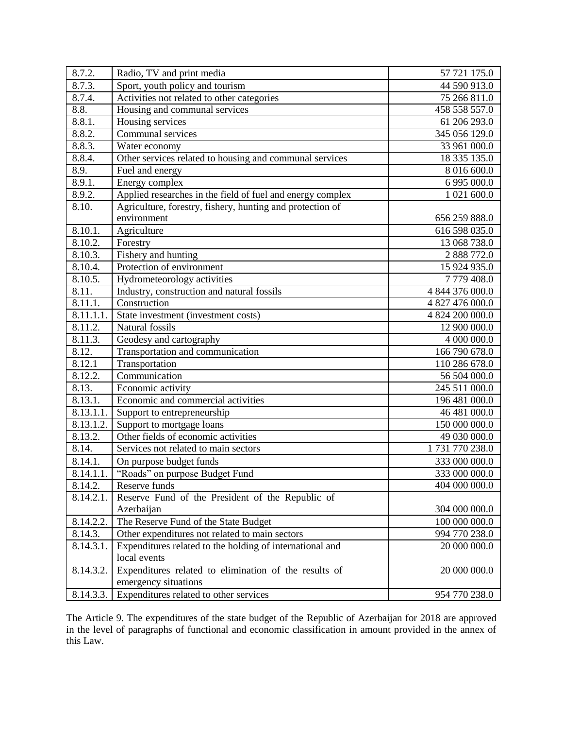| 8.7.2. | Radio, TV and print media | 57 721 175.0 |
|---|---|---|
| 8.7.3. | Sport, youth policy and tourism | 44 590 913.0 |
| 8.7.4. | Activities not related to other categories | 75 266 811.0 |
| 8.8. | Housing and communal services | 458 558 557.0 |
| 8.8.1. | Housing services | 61 206 293.0 |
| 8.8.2. | Communal services | 345 056 129.0 |
| 8.8.3. | Water economy | 33 961 000.0 |
| 8.8.4. | Other services related to housing and communal services | 18 335 135.0 |
| 8.9. | Fuel and energy | 8 016 600.0 |
| 8.9.1. | Energy complex | 6 995 000.0 |
| 8.9.2. | Applied researches in the field of fuel and energy complex | 1 021 600.0 |
| 8.10. | Agriculture, forestry, fishery, hunting and protection of environment | 656 259 888.0 |
| 8.10.1. | Agriculture | 616 598 035.0 |
| 8.10.2. | Forestry | 13 068 738.0 |
| 8.10.3. | Fishery and hunting | 2 888 772.0 |
| 8.10.4. | Protection of environment | 15 924 935.0 |
| 8.10.5. | Hydrometeorology activities | 7 779 408.0 |
| 8.11. | Industry, construction and natural fossils | 4 844 376 000.0 |
| 8.11.1. | Construction | 4 827 476 000.0 |
| 8.11.1.1. | State investment (investment costs) | 4 824 200 000.0 |
| 8.11.2. | Natural fossils | 12 900 000.0 |
| 8.11.3. | Geodesy and cartography | 4 000 000.0 |
| 8.12. | Transportation and communication | 166 790 678.0 |
| 8.12.1 | Transportation | 110 286 678.0 |
| 8.12.2. | Communication | 56 504 000.0 |
| 8.13. | Economic activity | 245 511 000.0 |
| 8.13.1. | Economic and commercial activities | 196 481 000.0 |
| 8.13.1.1. | Support to entrepreneurship | 46 481 000.0 |
| 8.13.1.2. | Support to mortgage loans | 150 000 000.0 |
| 8.13.2. | Other fields of economic activities | 49 030 000.0 |
| 8.14. | Services not related to main sectors | 1 731 770 238.0 |
| 8.14.1. | On purpose budget funds | 333 000 000.0 |
| 8.14.1.1. | "Roads" on purpose Budget Fund | 333 000 000.0 |
| 8.14.2. | Reserve funds | 404 000 000.0 |
| 8.14.2.1. | Reserve Fund of the President of the Republic of Azerbaijan | 304 000 000.0 |
| 8.14.2.2. | The Reserve Fund of the State Budget | 100 000 000.0 |
| 8.14.3. | Other expenditures not related to main sectors | 994 770 238.0 |
| 8.14.3.1. | Expenditures related to the holding of international and local events | 20 000 000.0 |
| 8.14.3.2. | Expenditures related to elimination of the results of emergency situations | 20 000 000.0 |
| 8.14.3.3. | Expenditures related to other services | 954 770 238.0 |

The Article 9. The expenditures of the state budget of the Republic of Azerbaijan for 2018 are approved in the level of paragraphs of functional and economic classification in amount provided in the annex of this Law.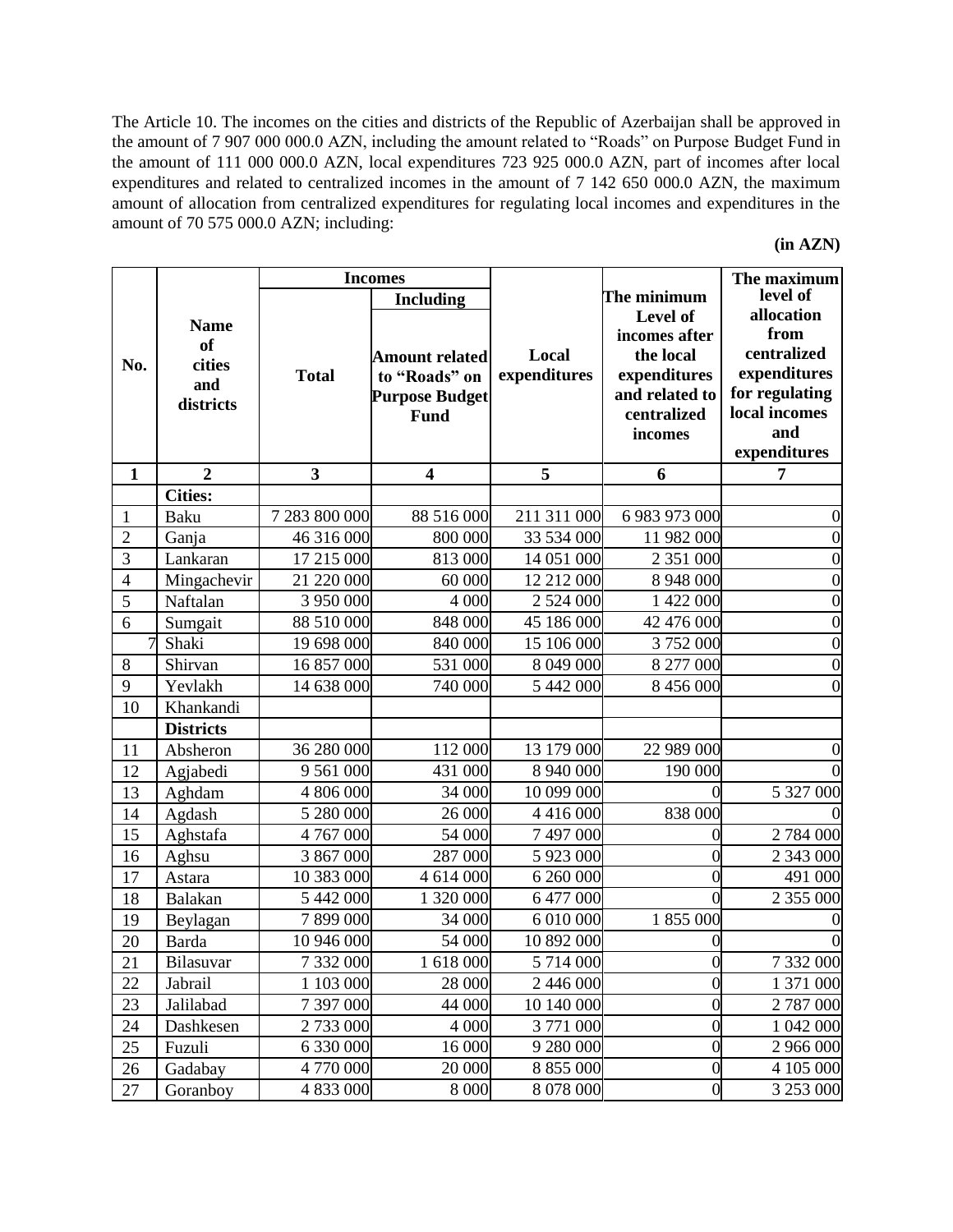The Article 10. The incomes on the cities and districts of the Republic of Azerbaijan shall be approved in the amount of 7 907 000 000.0 AZN, including the amount related to "Roads" on Purpose Budget Fund in the amount of 111 000 000.0 AZN, local expenditures 723 925 000.0 AZN, part of incomes after local expenditures and related to centralized incomes in the amount of 7 142 650 000.0 AZN, the maximum amount of allocation from centralized expenditures for regulating local incomes and expenditures in the amount of 70 575 000.0 AZN; including:

**(in AZN)**

| No. | Name of cities and districts | Incomes | | Local expenditures | The minimum Level of incomes after the local expenditures and related to centralized incomes | The maximum level of allocation from centralized expenditures for regulating local incomes and expenditures |
|---|---|---|---|---|---|---|
| | | Total | Including: Amount related to "Roads" on Purpose Budget Fund | | | |
| 1 | 2 | 3 | 4 | 5 | 6 | 7 |
| | **Cities:** | | | | | |
| 1 | Baku | 7 283 800 000 | 88 516 000 | 211 311 000 | 6 983 973 000 | 0 |
| 2 | Ganja | 46 316 000 | 800 000 | 33 534 000 | 11 982 000 | 0 |
| 3 | Lankaran | 17 215 000 | 813 000 | 14 051 000 | 2 351 000 | 0 |
| 4 | Mingachevir | 21 220 000 | 60 000 | 12 212 000 | 8 948 000 | 0 |
| 5 | Naftalan | 3 950 000 | 4 000 | 2 524 000 | 1 422 000 | 0 |
| 6 | Sumgait | 88 510 000 | 848 000 | 45 186 000 | 42 476 000 | 0 |
| 7 | Shaki | 19 698 000 | 840 000 | 15 106 000 | 3 752 000 | 0 |
| 8 | Shirvan | 16 857 000 | 531 000 | 8 049 000 | 8 277 000 | 0 |
| 9 | Yevlakh | 14 638 000 | 740 000 | 5 442 000 | 8 456 000 | 0 |
| 10 | Khankandi | | | | | |
| | **Districts** | | | | | |
| 11 | Absheron | 36 280 000 | 112 000 | 13 179 000 | 22 989 000 | 0 |
| 12 | Agjabedi | 9 561 000 | 431 000 | 8 940 000 | 190 000 | 0 |
| 13 | Aghdam | 4 806 000 | 34 000 | 10 099 000 | 0 | 5 327 000 |
| 14 | Agdash | 5 280 000 | 26 000 | 4 416 000 | 838 000 | 0 |
| 15 | Aghstafa | 4 767 000 | 54 000 | 7 497 000 | 0 | 2 784 000 |
| 16 | Aghsu | 3 867 000 | 287 000 | 5 923 000 | 0 | 2 343 000 |
| 17 | Astara | 10 383 000 | 4 614 000 | 6 260 000 | 0 | 491 000 |
| 18 | Balakan | 5 442 000 | 1 320 000 | 6 477 000 | 0 | 2 355 000 |
| 19 | Beylagan | 7 899 000 | 34 000 | 6 010 000 | 1 855 000 | 0 |
| 20 | Barda | 10 946 000 | 54 000 | 10 892 000 | 0 | 0 |
| 21 | Bilasuvar | 7 332 000 | 1 618 000 | 5 714 000 | 0 | 7 332 000 |
| 22 | Jabrail | 1 103 000 | 28 000 | 2 446 000 | 0 | 1 371 000 |
| 23 | Jalilabad | 7 397 000 | 44 000 | 10 140 000 | 0 | 2 787 000 |
| 24 | Dashkesen | 2 733 000 | 4 000 | 3 771 000 | 0 | 1 042 000 |
| 25 | Fuzuli | 6 330 000 | 16 000 | 9 280 000 | 0 | 2 966 000 |
| 26 | Gadabay | 4 770 000 | 20 000 | 8 855 000 | 0 | 4 105 000 |
| 27 | Goranboy | 4 833 000 | 8 000 | 8 078 000 | 0 | 3 253 000 |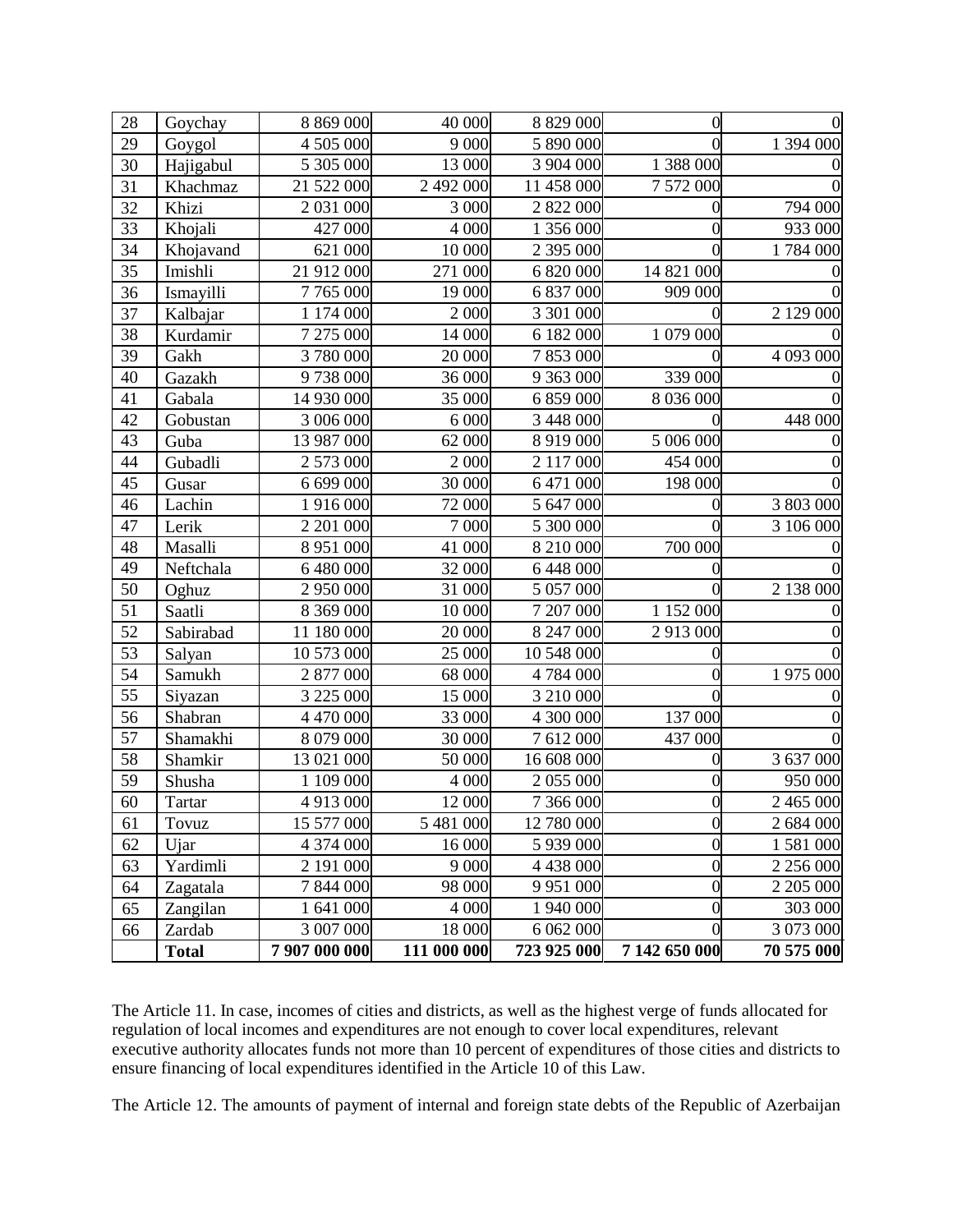| 28 | Goychay | 8 869 000 | 40 000 | 8 829 000 | 0 | 0 |
|---|---|---|---|---|---|---|
| 29 | Goygol | 4 505 000 | 9 000 | 5 890 000 | 0 | 1 394 000 |
| 30 | Hajigabul | 5 305 000 | 13 000 | 3 904 000 | 1 388 000 | 0 |
| 31 | Khachmaz | 21 522 000 | 2 492 000 | 11 458 000 | 7 572 000 | 0 |
| 32 | Khizi | 2 031 000 | 3 000 | 2 822 000 | 0 | 794 000 |
| 33 | Khojali | 427 000 | 4 000 | 1 356 000 | 0 | 933 000 |
| 34 | Khojavand | 621 000 | 10 000 | 2 395 000 | 0 | 1 784 000 |
| 35 | Imishli | 21 912 000 | 271 000 | 6 820 000 | 14 821 000 | 0 |
| 36 | Ismayilli | 7 765 000 | 19 000 | 6 837 000 | 909 000 | 0 |
| 37 | Kalbajar | 1 174 000 | 2 000 | 3 301 000 | 0 | 2 129 000 |
| 38 | Kurdamir | 7 275 000 | 14 000 | 6 182 000 | 1 079 000 | 0 |
| 39 | Gakh | 3 780 000 | 20 000 | 7 853 000 | 0 | 4 093 000 |
| 40 | Gazakh | 9 738 000 | 36 000 | 9 363 000 | 339 000 | 0 |
| 41 | Gabala | 14 930 000 | 35 000 | 6 859 000 | 8 036 000 | 0 |
| 42 | Gobustan | 3 006 000 | 6 000 | 3 448 000 | 0 | 448 000 |
| 43 | Guba | 13 987 000 | 62 000 | 8 919 000 | 5 006 000 | 0 |
| 44 | Gubadli | 2 573 000 | 2 000 | 2 117 000 | 454 000 | 0 |
| 45 | Gusar | 6 699 000 | 30 000 | 6 471 000 | 198 000 | 0 |
| 46 | Lachin | 1 916 000 | 72 000 | 5 647 000 | 0 | 3 803 000 |
| 47 | Lerik | 2 201 000 | 7 000 | 5 300 000 | 0 | 3 106 000 |
| 48 | Masalli | 8 951 000 | 41 000 | 8 210 000 | 700 000 | 0 |
| 49 | Neftchala | 6 480 000 | 32 000 | 6 448 000 | 0 | 0 |
| 50 | Oghuz | 2 950 000 | 31 000 | 5 057 000 | 0 | 2 138 000 |
| 51 | Saatli | 8 369 000 | 10 000 | 7 207 000 | 1 152 000 | 0 |
| 52 | Sabirabad | 11 180 000 | 20 000 | 8 247 000 | 2 913 000 | 0 |
| 53 | Salyan | 10 573 000 | 25 000 | 10 548 000 | 0 | 0 |
| 54 | Samukh | 2 877 000 | 68 000 | 4 784 000 | 0 | 1 975 000 |
| 55 | Siyazan | 3 225 000 | 15 000 | 3 210 000 | 0 | 0 |
| 56 | Shabran | 4 470 000 | 33 000 | 4 300 000 | 137 000 | 0 |
| 57 | Shamakhi | 8 079 000 | 30 000 | 7 612 000 | 437 000 | 0 |
| 58 | Shamkir | 13 021 000 | 50 000 | 16 608 000 | 0 | 3 637 000 |
| 59 | Shusha | 1 109 000 | 4 000 | 2 055 000 | 0 | 950 000 |
| 60 | Tartar | 4 913 000 | 12 000 | 7 366 000 | 0 | 2 465 000 |
| 61 | Tovuz | 15 577 000 | 5 481 000 | 12 780 000 | 0 | 2 684 000 |
| 62 | Ujar | 4 374 000 | 16 000 | 5 939 000 | 0 | 1 581 000 |
| 63 | Yardimli | 2 191 000 | 9 000 | 4 438 000 | 0 | 2 256 000 |
| 64 | Zagatala | 7 844 000 | 98 000 | 9 951 000 | 0 | 2 205 000 |
| 65 | Zangilan | 1 641 000 | 4 000 | 1 940 000 | 0 | 303 000 |
| 66 | Zardab | 3 007 000 | 18 000 | 6 062 000 | 0 | 3 073 000 |
| | **Total** | **7 907 000 000** | **111 000 000** | **723 925 000** | **7 142 650 000** | **70 575 000** |

The Article 11. In case, incomes of cities and districts, as well as the highest verge of funds allocated for regulation of local incomes and expenditures are not enough to cover local expenditures, relevant executive authority allocates funds not more than 10 percent of expenditures of those cities and districts to ensure financing of local expenditures identified in the Article 10 of this Law.

The Article 12. The amounts of payment of internal and foreign state debts of the Republic of Azerbaijan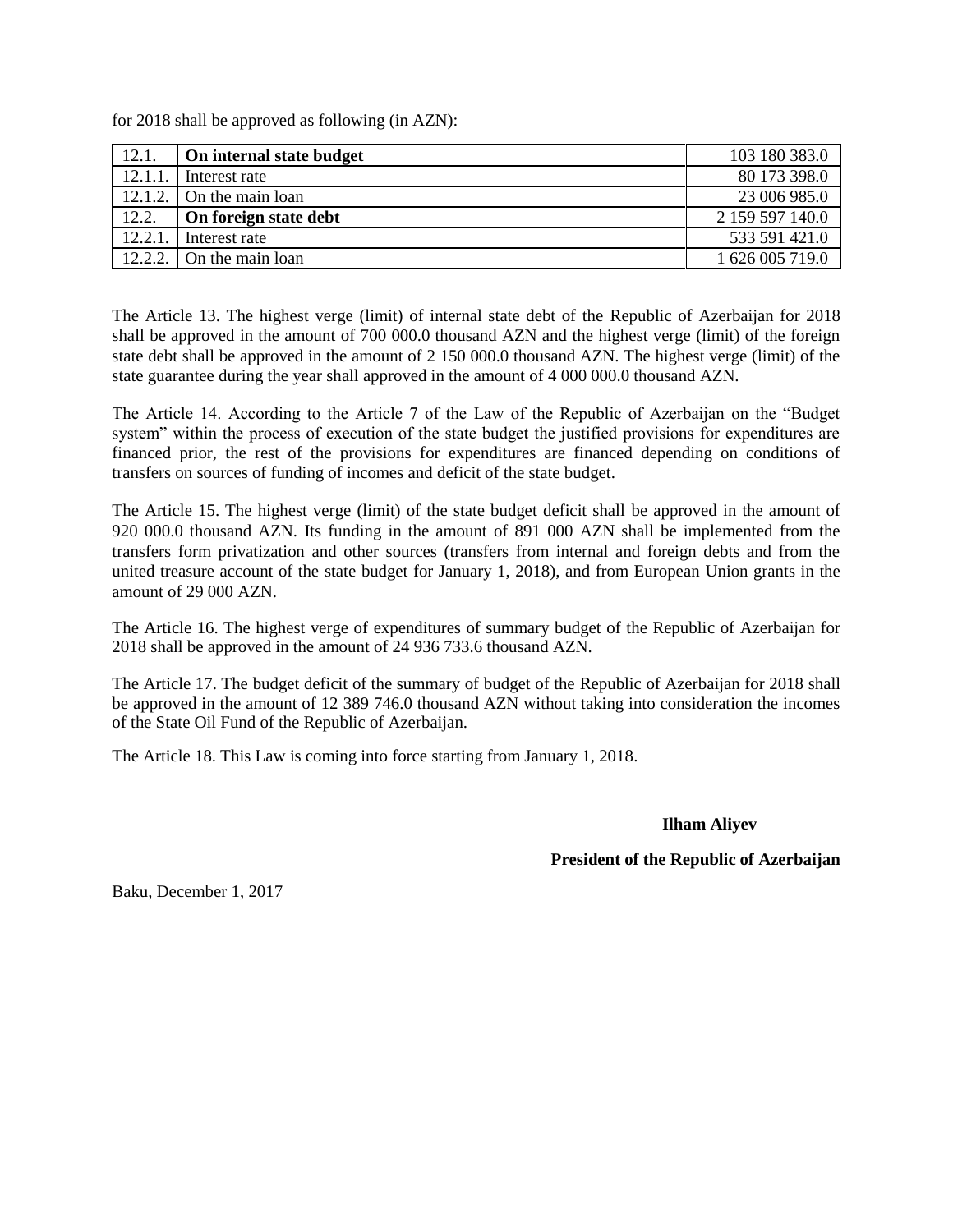for 2018 shall be approved as following (in AZN):

| | | |
|---|---|---|
| 12.1. | **On internal state budget** | 103 180 383.0 |
| 12.1.1. | Interest rate | 80 173 398.0 |
| 12.1.2. | On the main loan | 23 006 985.0 |
| 12.2. | **On foreign state debt** | 2 159 597 140.0 |
| 12.2.1. | Interest rate | 533 591 421.0 |
| 12.2.2. | On the main loan | 1 626 005 719.0 |

The Article 13. The highest verge (limit) of internal state debt of the Republic of Azerbaijan for 2018 shall be approved in the amount of 700 000.0 thousand AZN and the highest verge (limit) of the foreign state debt shall be approved in the amount of 2 150 000.0 thousand AZN. The highest verge (limit) of the state guarantee during the year shall approved in the amount of 4 000 000.0 thousand AZN.

The Article 14. According to the Article 7 of the Law of the Republic of Azerbaijan on the "Budget system" within the process of execution of the state budget the justified provisions for expenditures are financed prior, the rest of the provisions for expenditures are financed depending on conditions of transfers on sources of funding of incomes and deficit of the state budget.

The Article 15. The highest verge (limit) of the state budget deficit shall be approved in the amount of 920 000.0 thousand AZN. Its funding in the amount of 891 000 AZN shall be implemented from the transfers form privatization and other sources (transfers from internal and foreign debts and from the united treasure account of the state budget for January 1, 2018), and from European Union grants in the amount of 29 000 AZN.

The Article 16. The highest verge of expenditures of summary budget of the Republic of Azerbaijan for 2018 shall be approved in the amount of 24 936 733.6 thousand AZN.

The Article 17. The budget deficit of the summary of budget of the Republic of Azerbaijan for 2018 shall be approved in the amount of 12 389 746.0 thousand AZN without taking into consideration the incomes of the State Oil Fund of the Republic of Azerbaijan.

The Article 18. This Law is coming into force starting from January 1, 2018.

**Ilham Aliyev**

**President of the Republic of Azerbaijan**

Baku, December 1, 2017